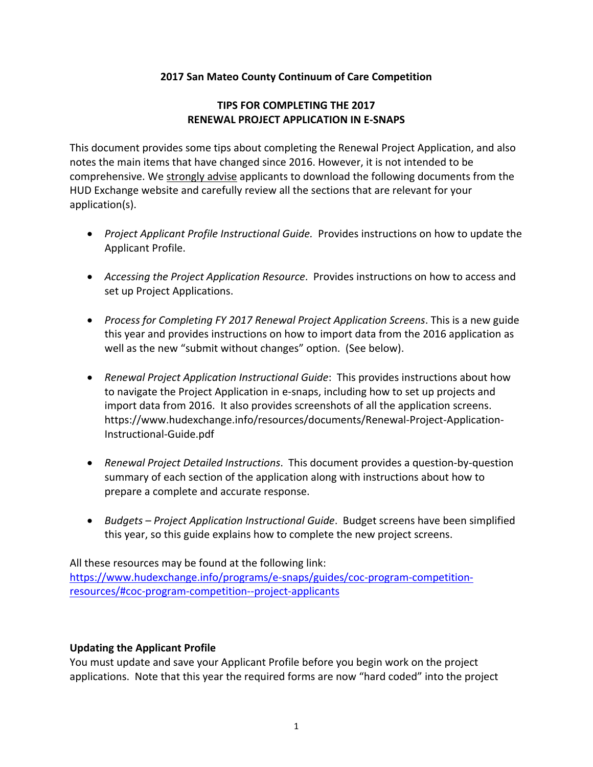**2017 San Mateo County Continuum of Care Competition**

**TIPS FOR COMPLETING THE 2017 RENEWAL PROJECT APPLICATION IN E-SNAPS**

This document provides some tips about completing the Renewal Project Application, and also notes the main items that have changed since 2016. However, it is not intended to be comprehensive. We strongly advise applicants to download the following documents from the HUD Exchange website and carefully review all the sections that are relevant for your application(s).

- *Project Applicant Profile Instructional Guide.* Provides instructions on how to update the Applicant Profile.
- *Accessing the Project Application Resource*. Provides instructions on how to access and set up Project Applications.
- *Process for Completing FY 2017 Renewal Project Application Screens*. This is a new guide this year and provides instructions on how to import data from the 2016 application as well as the new "submit without changes" option. (See below).
- *Renewal Project Application Instructional Guide*: This provides instructions about how to navigate the Project Application in e-snaps, including how to set up projects and import data from 2016. It also provides screenshots of all the application screens. https://www.hudexchange.info/resources/documents/Renewal-Project-Application-Instructional-Guide.pdf
- *Renewal Project Detailed Instructions*. This document provides a question-by-question summary of each section of the application along with instructions about how to prepare a complete and accurate response.
- *Budgets – Project Application Instructional Guide*. Budget screens have been simplified this year, so this guide explains how to complete the new project screens.

All these resources may be found at the following link:
https://www.hudexchange.info/programs/e-snaps/guides/coc-program-competition-resources/#coc-program-competition--project-applicants

**Updating the Applicant Profile**

You must update and save your Applicant Profile before you begin work on the project applications. Note that this year the required forms are now "hard coded" into the project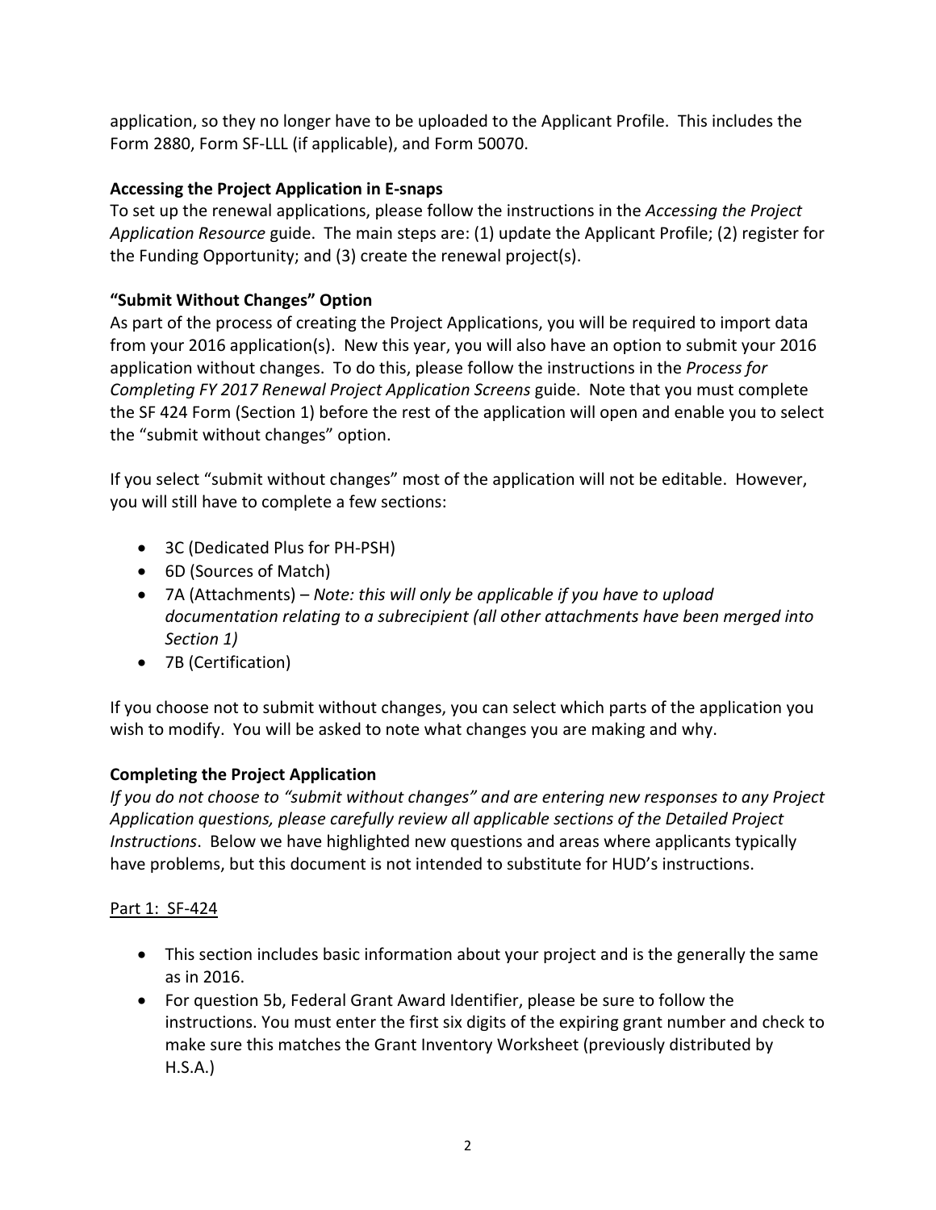application, so they no longer have to be uploaded to the Applicant Profile. This includes the Form 2880, Form SF-LLL (if applicable), and Form 50070.

**Accessing the Project Application in E-snaps**

To set up the renewal applications, please follow the instructions in the *Accessing the Project Application Resource* guide. The main steps are: (1) update the Applicant Profile; (2) register for the Funding Opportunity; and (3) create the renewal project(s).

**"Submit Without Changes" Option**

As part of the process of creating the Project Applications, you will be required to import data from your 2016 application(s). New this year, you will also have an option to submit your 2016 application without changes. To do this, please follow the instructions in the *Process for Completing FY 2017 Renewal Project Application Screens* guide. Note that you must complete the SF 424 Form (Section 1) before the rest of the application will open and enable you to select the "submit without changes" option.

If you select "submit without changes" most of the application will not be editable. However, you will still have to complete a few sections:

- 3C (Dedicated Plus for PH-PSH)
- 6D (Sources of Match)
- 7A (Attachments) – *Note: this will only be applicable if you have to upload documentation relating to a subrecipient (all other attachments have been merged into Section 1)*
- 7B (Certification)

If you choose not to submit without changes, you can select which parts of the application you wish to modify. You will be asked to note what changes you are making and why.

**Completing the Project Application**

*If you do not choose to "submit without changes" and are entering new responses to any Project Application questions, please carefully review all applicable sections of the Detailed Project Instructions*. Below we have highlighted new questions and areas where applicants typically have problems, but this document is not intended to substitute for HUD's instructions.

<u>Part 1: SF-424</u>

- This section includes basic information about your project and is the generally the same as in 2016.
- For question 5b, Federal Grant Award Identifier, please be sure to follow the instructions. You must enter the first six digits of the expiring grant number and check to make sure this matches the Grant Inventory Worksheet (previously distributed by H.S.A.)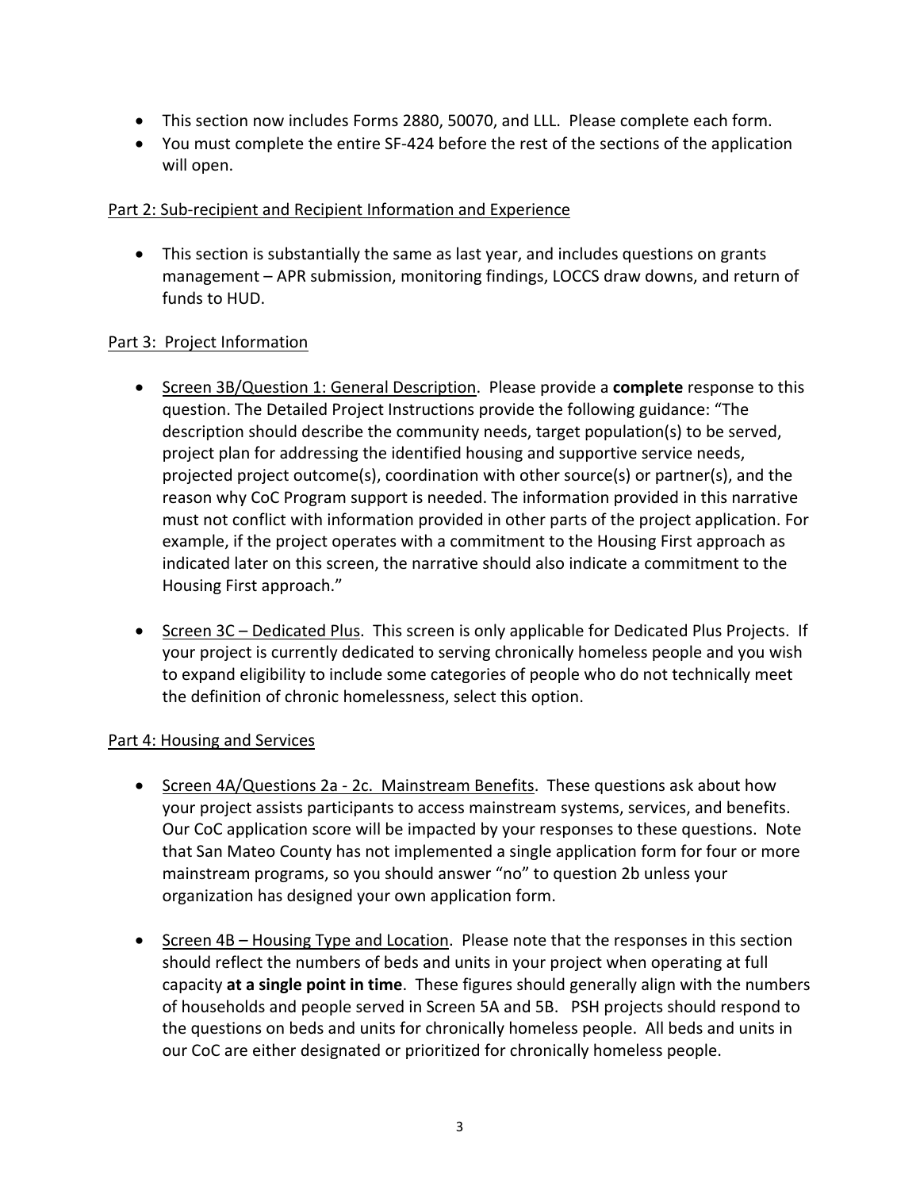- This section now includes Forms 2880, 50070, and LLL. Please complete each form.
- You must complete the entire SF-424 before the rest of the sections of the application will open.

Part 2: Sub-recipient and Recipient Information and Experience

- This section is substantially the same as last year, and includes questions on grants management – APR submission, monitoring findings, LOCCS draw downs, and return of funds to HUD.

Part 3: Project Information

- Screen 3B/Question 1: General Description. Please provide a **complete** response to this question. The Detailed Project Instructions provide the following guidance: "The description should describe the community needs, target population(s) to be served, project plan for addressing the identified housing and supportive service needs, projected project outcome(s), coordination with other source(s) or partner(s), and the reason why CoC Program support is needed. The information provided in this narrative must not conflict with information provided in other parts of the project application. For example, if the project operates with a commitment to the Housing First approach as indicated later on this screen, the narrative should also indicate a commitment to the Housing First approach."

- Screen 3C – Dedicated Plus. This screen is only applicable for Dedicated Plus Projects. If your project is currently dedicated to serving chronically homeless people and you wish to expand eligibility to include some categories of people who do not technically meet the definition of chronic homelessness, select this option.

Part 4: Housing and Services

- Screen 4A/Questions 2a - 2c. Mainstream Benefits. These questions ask about how your project assists participants to access mainstream systems, services, and benefits. Our CoC application score will be impacted by your responses to these questions. Note that San Mateo County has not implemented a single application form for four or more mainstream programs, so you should answer "no" to question 2b unless your organization has designed your own application form.

- Screen 4B – Housing Type and Location. Please note that the responses in this section should reflect the numbers of beds and units in your project when operating at full capacity **at a single point in time**. These figures should generally align with the numbers of households and people served in Screen 5A and 5B. PSH projects should respond to the questions on beds and units for chronically homeless people. All beds and units in our CoC are either designated or prioritized for chronically homeless people.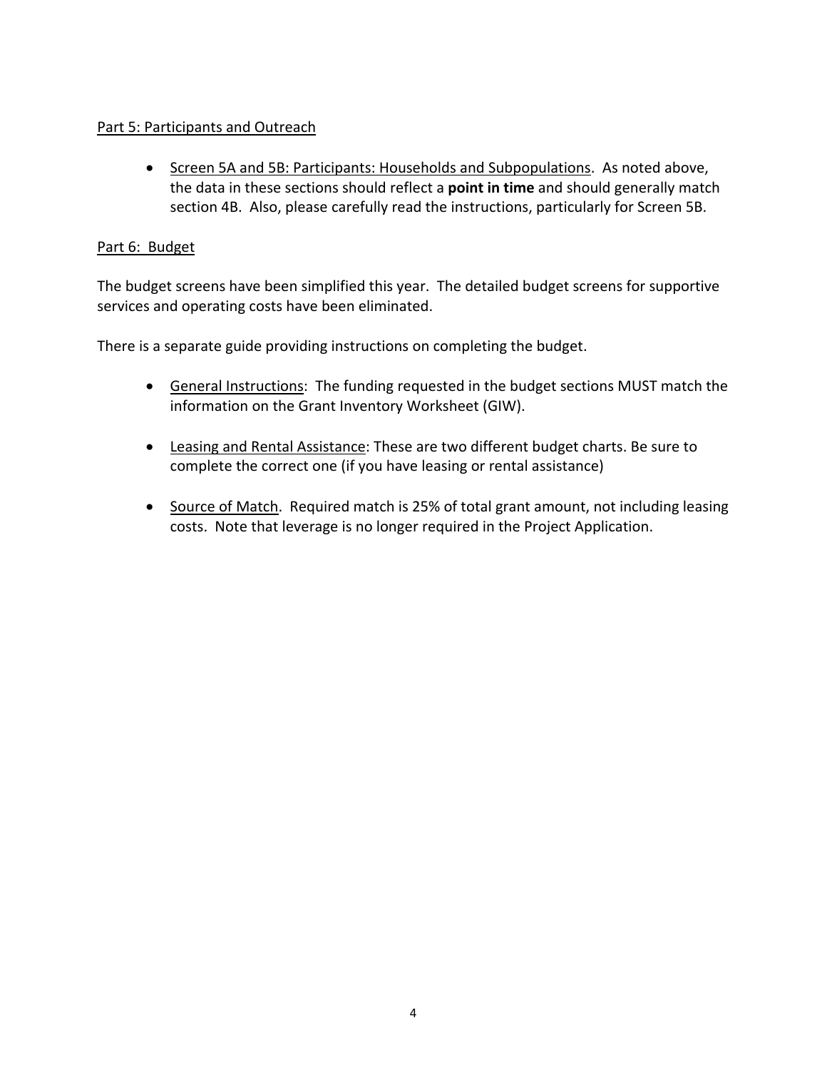## Part 5: Participants and Outreach

- Screen 5A and 5B: Participants: Households and Subpopulations. As noted above, the data in these sections should reflect a **point in time** and should generally match section 4B. Also, please carefully read the instructions, particularly for Screen 5B.

## Part 6: Budget

The budget screens have been simplified this year. The detailed budget screens for supportive services and operating costs have been eliminated.

There is a separate guide providing instructions on completing the budget.

- General Instructions: The funding requested in the budget sections MUST match the information on the Grant Inventory Worksheet (GIW).
- Leasing and Rental Assistance: These are two different budget charts. Be sure to complete the correct one (if you have leasing or rental assistance)
- Source of Match. Required match is 25% of total grant amount, not including leasing costs. Note that leverage is no longer required in the Project Application.